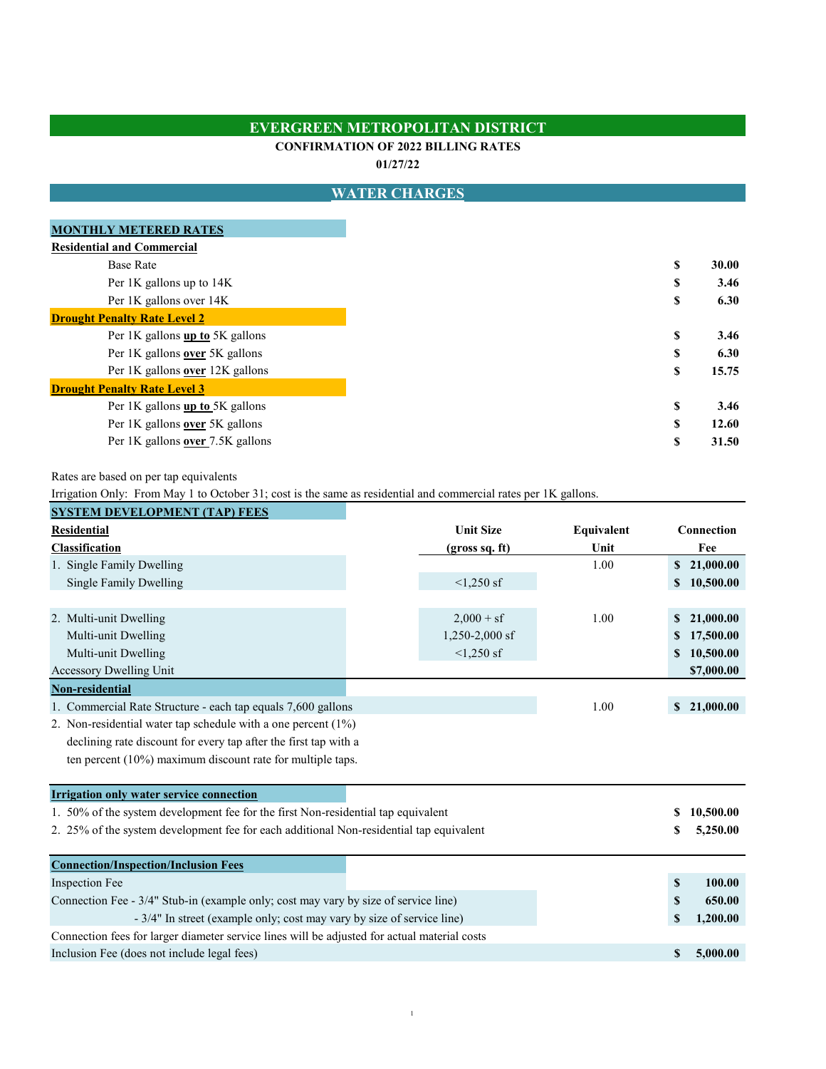# EVERGREEN METROPOLITAN DISTRICT

**CONFIRMATION OF 2022 BILLING RATES**

**01/27/22**

## WATER CHARGES

### MONTHLY METERED RATES

| | |
|---|---|
| **Residential and Commercial** | |
| Base Rate | $ 30.00 |
| Per 1K gallons up to 14K | $ 3.46 |
| Per 1K gallons over 14K | $ 6.30 |
| **Drought Penalty Rate Level 2** | |
| Per 1K gallons **up to** 5K gallons | $ 3.46 |
| Per 1K gallons **over** 5K gallons | $ 6.30 |
| Per 1K gallons **over** 12K gallons | $ 15.75 |
| **Drought Penalty Rate Level 3** | |
| Per 1K gallons **up to** 5K gallons | $ 3.46 |
| Per 1K gallons **over** 5K gallons | $ 12.60 |
| Per 1K gallons **over** 7.5K gallons | $ 31.50 |

Rates are based on per tap equivalents

Irrigation Only: From May 1 to October 31; cost is the same as residential and commercial rates per 1K gallons.

### SYSTEM DEVELOPMENT (TAP) FEES

| **Residential Classification** | **Unit Size (gross sq. ft)** | **Equivalent Unit** | **Connection Fee** |
|---|---|---|---|
| 1. Single Family Dwelling | | 1.00 | $ 21,000.00 |
| Single Family Dwelling | <1,250 sf | | $ 10,500.00 |
| 2. Multi-unit Dwelling | 2,000 + sf | 1.00 | $ 21,000.00 |
| Multi-unit Dwelling | 1,250-2,000 sf | | $ 17,500.00 |
| Multi-unit Dwelling | <1,250 sf | | $ 10,500.00 |
| Accessory Dwelling Unit | | | $7,000.00 |
| **Non-residential** | | | |
| 1. Commercial Rate Structure - each tap equals 7,600 gallons | | 1.00 | $ 21,000.00 |
| 2. Non-residential water tap schedule with a one percent (1%) declining rate discount for every tap after the first tap with a ten percent (10%) maximum discount rate for multiple taps. | | | |

### Irrigation only water service connection

| | |
|---|---|
| 1. 50% of the system development fee for the first Non-residential tap equivalent | $ 10,500.00 |
| 2. 25% of the system development fee for each additional Non-residential tap equivalent | $ 5,250.00 |

### Connection/Inspection/Inclusion Fees

| | |
|---|---|
| Inspection Fee | $ 100.00 |
| Connection Fee - 3/4" Stub-in (example only; cost may vary by size of service line) | $ 650.00 |
| - 3/4" In street (example only; cost may vary by size of service line) | $ 1,200.00 |
| Connection fees for larger diameter service lines will be adjusted for actual material costs | |
| Inclusion Fee (does not include legal fees) | $ 5,000.00 |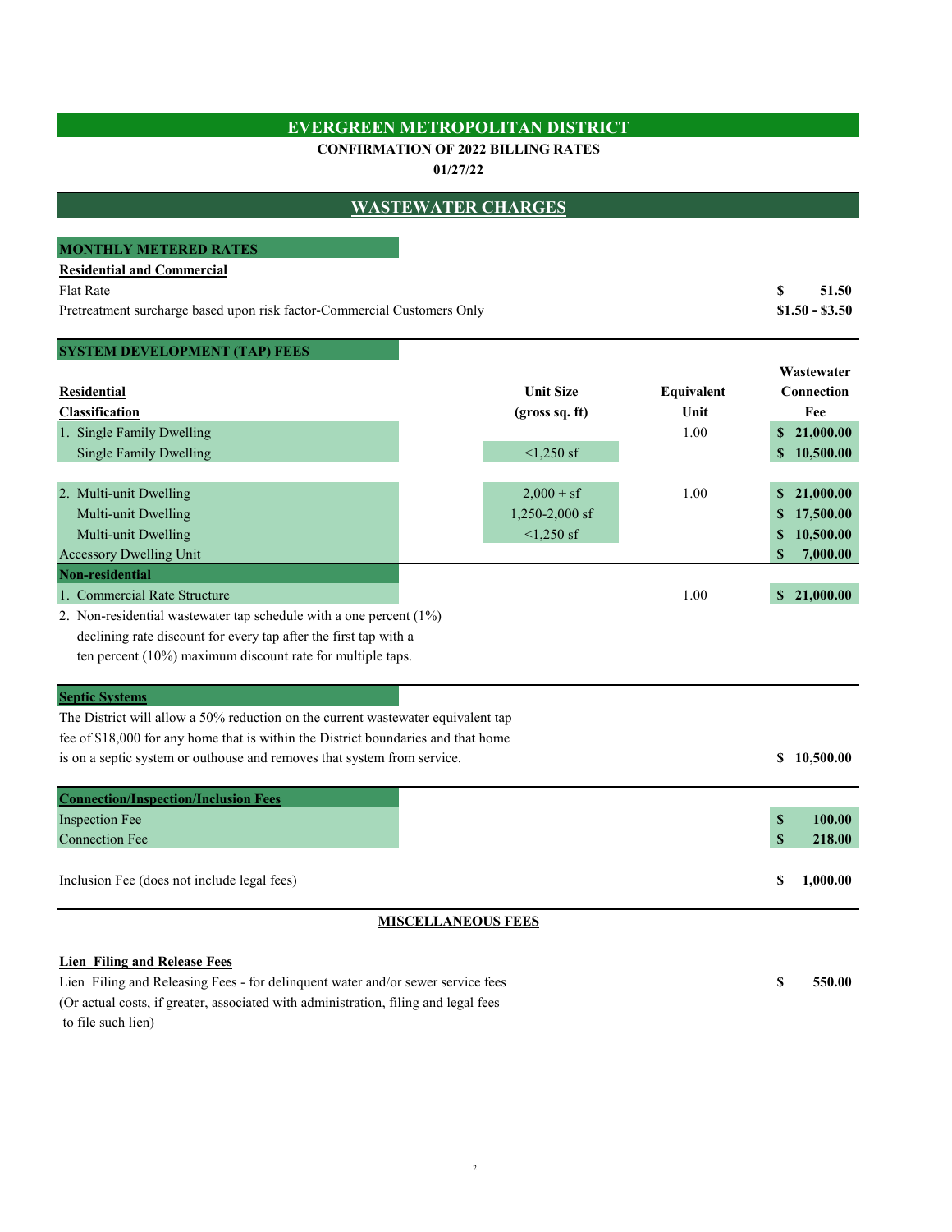# EVERGREEN METROPOLITAN DISTRICT

**CONFIRMATION OF 2022 BILLING RATES**

**01/27/22**

## WASTEWATER CHARGES

### MONTHLY METERED RATES

**Residential and Commercial**

| | |
|---|---|
| Flat Rate | $ 51.50 |
| Pretreatment surcharge based upon risk factor-Commercial Customers Only | $1.50 - $3.50 |

### SYSTEM DEVELOPMENT (TAP) FEES

| Residential Classification | Unit Size (gross sq. ft) | Equivalent Unit | Wastewater Connection Fee |
|---|---|---|---|
| 1. Single Family Dwelling | | 1.00 | $ 21,000.00 |
| Single Family Dwelling | <1,250 sf | | $ 10,500.00 |
| 2. Multi-unit Dwelling | 2,000 + sf | 1.00 | $ 21,000.00 |
| Multi-unit Dwelling | 1,250-2,000 sf | | $ 17,500.00 |
| Multi-unit Dwelling | <1,250 sf | | $ 10,500.00 |
| Accessory Dwelling Unit | | | $ 7,000.00 |
| **Non-residential** | | | |
| 1. Commercial Rate Structure | | 1.00 | $ 21,000.00 |

2. Non-residential wastewater tap schedule with a one percent (1%) declining rate discount for every tap after the first tap with a ten percent (10%) maximum discount rate for multiple taps.

### Septic Systems

The District will allow a 50% reduction on the current wastewater equivalent tap fee of $18,000 for any home that is within the District boundaries and that home is on a septic system or outhouse and removes that system from service. **$ 10,500.00**

### Connection/Inspection/Inclusion Fees

| | |
|---|---|
| Inspection Fee | $ 100.00 |
| Connection Fee | $ 218.00 |
| Inclusion Fee (does not include legal fees) | $ 1,000.00 |

## MISCELLANEOUS FEES

**Lien Filing and Release Fees**

Lien Filing and Releasing Fees - for delinquent water and/or sewer service fees (Or actual costs, if greater, associated with administration, filing and legal fees to file such lien) **$ 550.00**